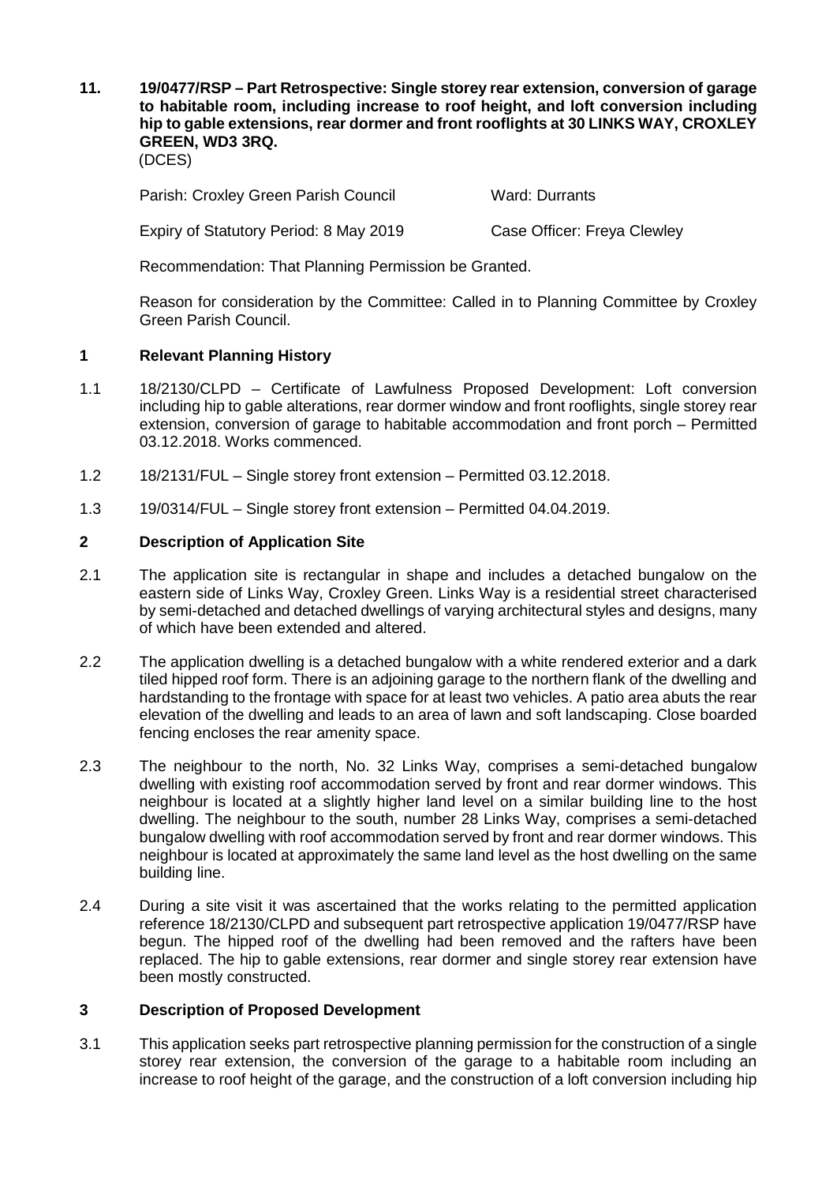**11. 19/0477/RSP – Part Retrospective: Single storey rear extension, conversion of garage to habitable room, including increase to roof height, and loft conversion including hip to gable extensions, rear dormer and front rooflights at 30 LINKS WAY, CROXLEY GREEN, WD3 3RQ.**
(DCES)

Parish: Croxley Green Parish Council Ward: Durrants

Expiry of Statutory Period: 8 May 2019 Case Officer: Freya Clewley

Recommendation: That Planning Permission be Granted.

Reason for consideration by the Committee: Called in to Planning Committee by Croxley Green Parish Council.

## 1 Relevant Planning History

1.1 18/2130/CLPD – Certificate of Lawfulness Proposed Development: Loft conversion including hip to gable alterations, rear dormer window and front rooflights, single storey rear extension, conversion of garage to habitable accommodation and front porch – Permitted 03.12.2018. Works commenced.

1.2 18/2131/FUL – Single storey front extension – Permitted 03.12.2018.

1.3 19/0314/FUL – Single storey front extension – Permitted 04.04.2019.

## 2 Description of Application Site

2.1 The application site is rectangular in shape and includes a detached bungalow on the eastern side of Links Way, Croxley Green. Links Way is a residential street characterised by semi-detached and detached dwellings of varying architectural styles and designs, many of which have been extended and altered.

2.2 The application dwelling is a detached bungalow with a white rendered exterior and a dark tiled hipped roof form. There is an adjoining garage to the northern flank of the dwelling and hardstanding to the frontage with space for at least two vehicles. A patio area abuts the rear elevation of the dwelling and leads to an area of lawn and soft landscaping. Close boarded fencing encloses the rear amenity space.

2.3 The neighbour to the north, No. 32 Links Way, comprises a semi-detached bungalow dwelling with existing roof accommodation served by front and rear dormer windows. This neighbour is located at a slightly higher land level on a similar building line to the host dwelling. The neighbour to the south, number 28 Links Way, comprises a semi-detached bungalow dwelling with roof accommodation served by front and rear dormer windows. This neighbour is located at approximately the same land level as the host dwelling on the same building line.

2.4 During a site visit it was ascertained that the works relating to the permitted application reference 18/2130/CLPD and subsequent part retrospective application 19/0477/RSP have begun. The hipped roof of the dwelling had been removed and the rafters have been replaced. The hip to gable extensions, rear dormer and single storey rear extension have been mostly constructed.

## 3 Description of Proposed Development

3.1 This application seeks part retrospective planning permission for the construction of a single storey rear extension, the conversion of the garage to a habitable room including an increase to roof height of the garage, and the construction of a loft conversion including hip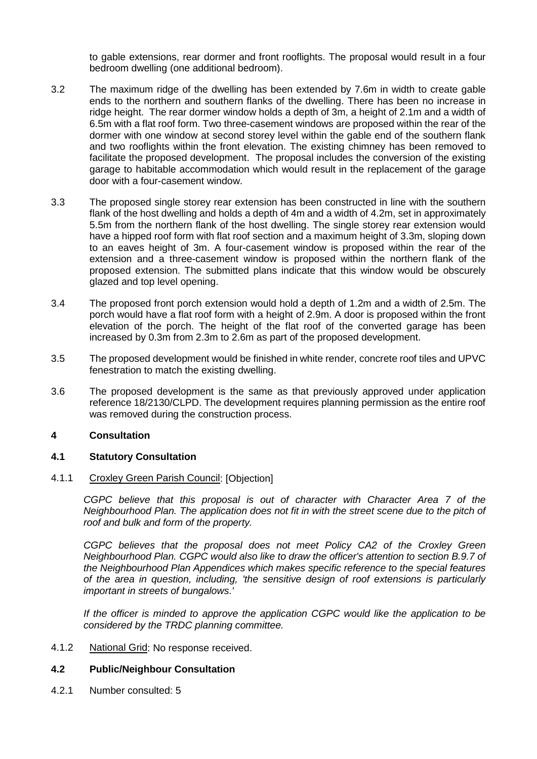to gable extensions, rear dormer and front rooflights. The proposal would result in a four bedroom dwelling (one additional bedroom).

3.2 The maximum ridge of the dwelling has been extended by 7.6m in width to create gable ends to the northern and southern flanks of the dwelling. There has been no increase in ridge height. The rear dormer window holds a depth of 3m, a height of 2.1m and a width of 6.5m with a flat roof form. Two three-casement windows are proposed within the rear of the dormer with one window at second storey level within the gable end of the southern flank and two rooflights within the front elevation. The existing chimney has been removed to facilitate the proposed development. The proposal includes the conversion of the existing garage to habitable accommodation which would result in the replacement of the garage door with a four-casement window.

3.3 The proposed single storey rear extension has been constructed in line with the southern flank of the host dwelling and holds a depth of 4m and a width of 4.2m, set in approximately 5.5m from the northern flank of the host dwelling. The single storey rear extension would have a hipped roof form with flat roof section and a maximum height of 3.3m, sloping down to an eaves height of 3m. A four-casement window is proposed within the rear of the extension and a three-casement window is proposed within the northern flank of the proposed extension. The submitted plans indicate that this window would be obscurely glazed and top level opening.

3.4 The proposed front porch extension would hold a depth of 1.2m and a width of 2.5m. The porch would have a flat roof form with a height of 2.9m. A door is proposed within the front elevation of the porch. The height of the flat roof of the converted garage has been increased by 0.3m from 2.3m to 2.6m as part of the proposed development.

3.5 The proposed development would be finished in white render, concrete roof tiles and UPVC fenestration to match the existing dwelling.

3.6 The proposed development is the same as that previously approved under application reference 18/2130/CLPD. The development requires planning permission as the entire roof was removed during the construction process.

## 4 Consultation

### 4.1 Statutory Consultation

4.1.1 Croxley Green Parish Council: [Objection]

*CGPC believe that this proposal is out of character with Character Area 7 of the Neighbourhood Plan. The application does not fit in with the street scene due to the pitch of roof and bulk and form of the property.*

*CGPC believes that the proposal does not meet Policy CA2 of the Croxley Green Neighbourhood Plan. CGPC would also like to draw the officer's attention to section B.9.7 of the Neighbourhood Plan Appendices which makes specific reference to the special features of the area in question, including, 'the sensitive design of roof extensions is particularly important in streets of bungalows.'*

*If the officer is minded to approve the application CGPC would like the application to be considered by the TRDC planning committee.*

4.1.2 National Grid: No response received.

### 4.2 Public/Neighbour Consultation

4.2.1 Number consulted: 5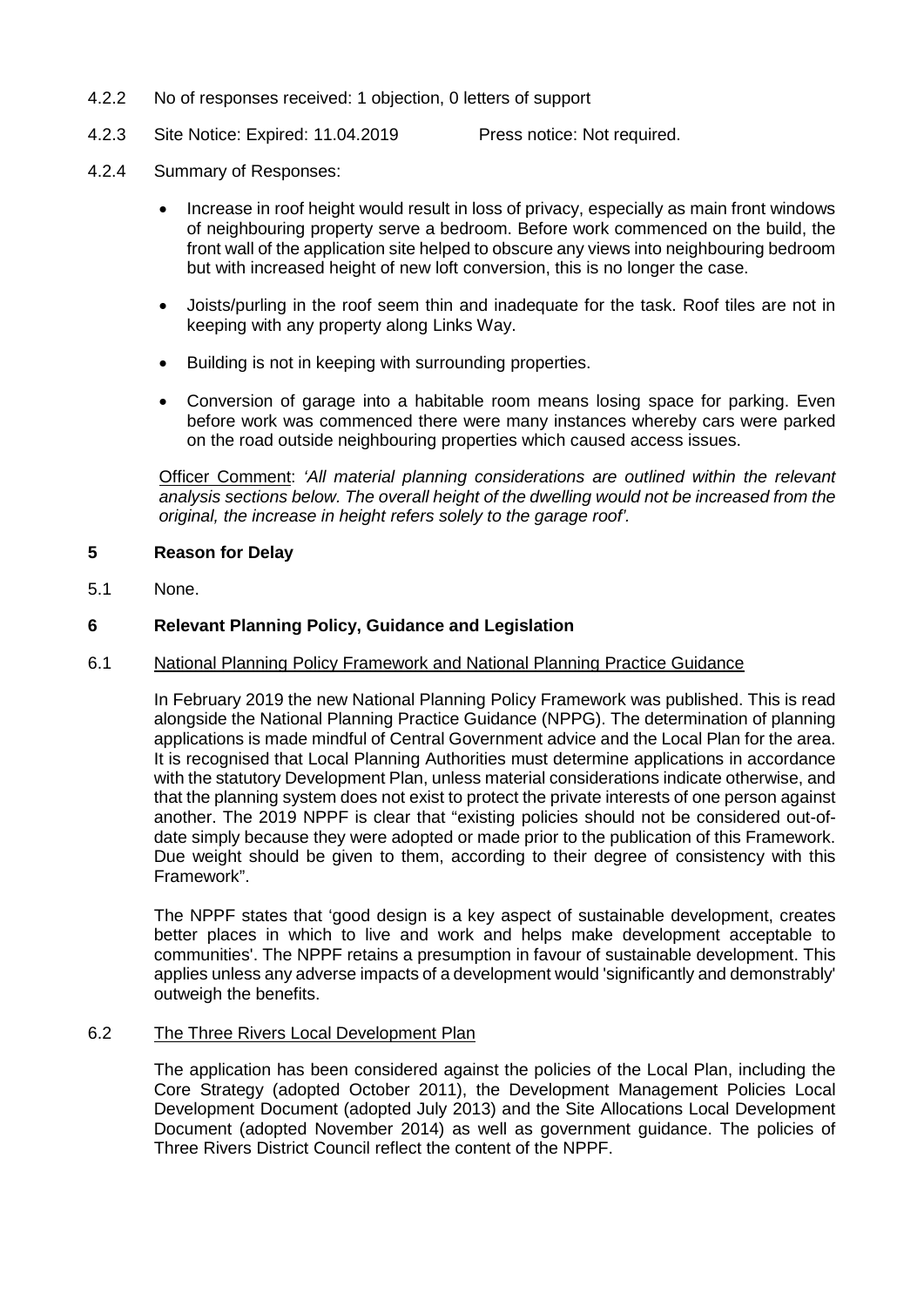4.2.2 No of responses received: 1 objection, 0 letters of support

4.2.3 Site Notice: Expired: 11.04.2019 Press notice: Not required.

4.2.4 Summary of Responses:

- Increase in roof height would result in loss of privacy, especially as main front windows of neighbouring property serve a bedroom. Before work commenced on the build, the front wall of the application site helped to obscure any views into neighbouring bedroom but with increased height of new loft conversion, this is no longer the case.
- Joists/purling in the roof seem thin and inadequate for the task. Roof tiles are not in keeping with any property along Links Way.
- Building is not in keeping with surrounding properties.
- Conversion of garage into a habitable room means losing space for parking. Even before work was commenced there were many instances whereby cars were parked on the road outside neighbouring properties which caused access issues.

Officer Comment: *'All material planning considerations are outlined within the relevant analysis sections below. The overall height of the dwelling would not be increased from the original, the increase in height refers solely to the garage roof'.*

## 5 Reason for Delay

5.1 None.

## 6 Relevant Planning Policy, Guidance and Legislation

6.1 National Planning Policy Framework and National Planning Practice Guidance

In February 2019 the new National Planning Policy Framework was published. This is read alongside the National Planning Practice Guidance (NPPG). The determination of planning applications is made mindful of Central Government advice and the Local Plan for the area. It is recognised that Local Planning Authorities must determine applications in accordance with the statutory Development Plan, unless material considerations indicate otherwise, and that the planning system does not exist to protect the private interests of one person against another. The 2019 NPPF is clear that "existing policies should not be considered out-of-date simply because they were adopted or made prior to the publication of this Framework. Due weight should be given to them, according to their degree of consistency with this Framework".

The NPPF states that 'good design is a key aspect of sustainable development, creates better places in which to live and work and helps make development acceptable to communities'. The NPPF retains a presumption in favour of sustainable development. This applies unless any adverse impacts of a development would 'significantly and demonstrably' outweigh the benefits.

6.2 The Three Rivers Local Development Plan

The application has been considered against the policies of the Local Plan, including the Core Strategy (adopted October 2011), the Development Management Policies Local Development Document (adopted July 2013) and the Site Allocations Local Development Document (adopted November 2014) as well as government guidance. The policies of Three Rivers District Council reflect the content of the NPPF.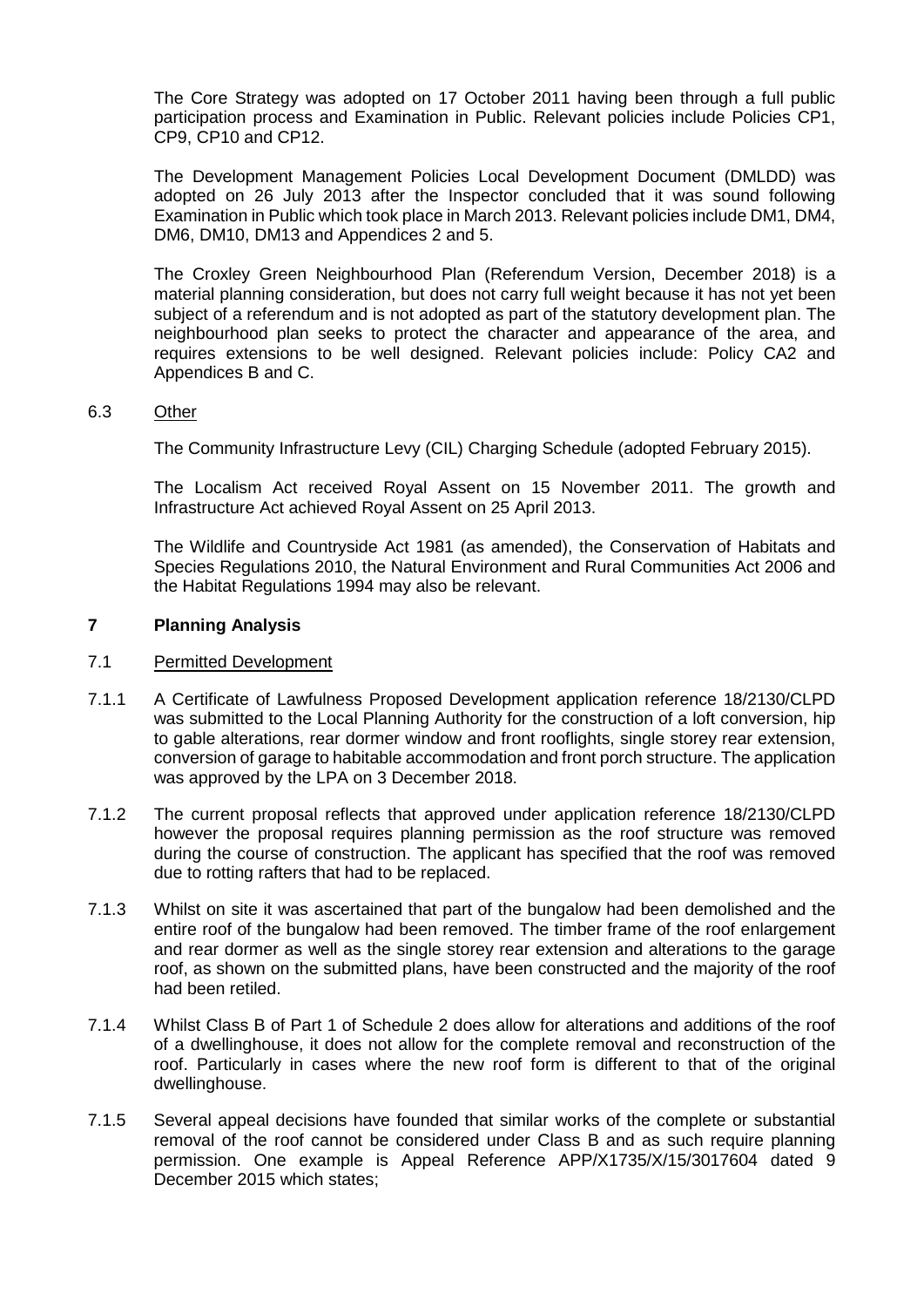The Core Strategy was adopted on 17 October 2011 having been through a full public participation process and Examination in Public. Relevant policies include Policies CP1, CP9, CP10 and CP12.

The Development Management Policies Local Development Document (DMLDD) was adopted on 26 July 2013 after the Inspector concluded that it was sound following Examination in Public which took place in March 2013. Relevant policies include DM1, DM4, DM6, DM10, DM13 and Appendices 2 and 5.

The Croxley Green Neighbourhood Plan (Referendum Version, December 2018) is a material planning consideration, but does not carry full weight because it has not yet been subject of a referendum and is not adopted as part of the statutory development plan. The neighbourhood plan seeks to protect the character and appearance of the area, and requires extensions to be well designed. Relevant policies include: Policy CA2 and Appendices B and C.

6.3 Other

The Community Infrastructure Levy (CIL) Charging Schedule (adopted February 2015).

The Localism Act received Royal Assent on 15 November 2011. The growth and Infrastructure Act achieved Royal Assent on 25 April 2013.

The Wildlife and Countryside Act 1981 (as amended), the Conservation of Habitats and Species Regulations 2010, the Natural Environment and Rural Communities Act 2006 and the Habitat Regulations 1994 may also be relevant.

## 7 Planning Analysis

7.1 Permitted Development

7.1.1 A Certificate of Lawfulness Proposed Development application reference 18/2130/CLPD was submitted to the Local Planning Authority for the construction of a loft conversion, hip to gable alterations, rear dormer window and front rooflights, single storey rear extension, conversion of garage to habitable accommodation and front porch structure. The application was approved by the LPA on 3 December 2018.

7.1.2 The current proposal reflects that approved under application reference 18/2130/CLPD however the proposal requires planning permission as the roof structure was removed during the course of construction. The applicant has specified that the roof was removed due to rotting rafters that had to be replaced.

7.1.3 Whilst on site it was ascertained that part of the bungalow had been demolished and the entire roof of the bungalow had been removed. The timber frame of the roof enlargement and rear dormer as well as the single storey rear extension and alterations to the garage roof, as shown on the submitted plans, have been constructed and the majority of the roof had been retiled.

7.1.4 Whilst Class B of Part 1 of Schedule 2 does allow for alterations and additions of the roof of a dwellinghouse, it does not allow for the complete removal and reconstruction of the roof. Particularly in cases where the new roof form is different to that of the original dwellinghouse.

7.1.5 Several appeal decisions have founded that similar works of the complete or substantial removal of the roof cannot be considered under Class B and as such require planning permission. One example is Appeal Reference APP/X1735/X/15/3017604 dated 9 December 2015 which states;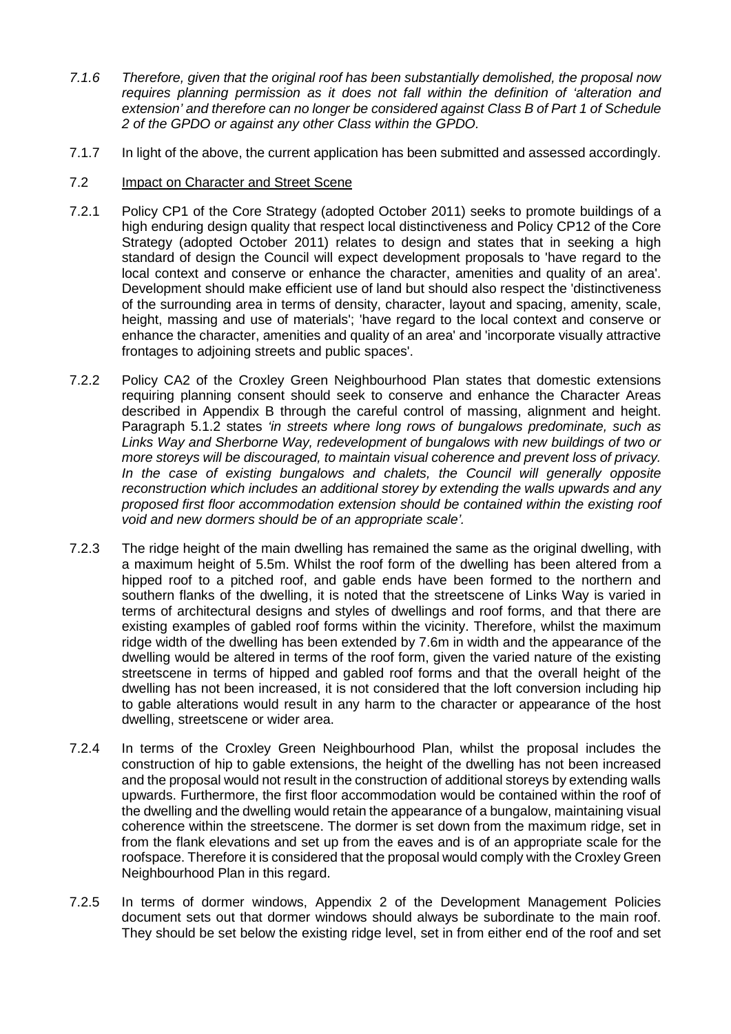*7.1.6 Therefore, given that the original roof has been substantially demolished, the proposal now requires planning permission as it does not fall within the definition of 'alteration and extension' and therefore can no longer be considered against Class B of Part 1 of Schedule 2 of the GPDO or against any other Class within the GPDO.*

7.1.7 In light of the above, the current application has been submitted and assessed accordingly.

7.2 Impact on Character and Street Scene

7.2.1 Policy CP1 of the Core Strategy (adopted October 2011) seeks to promote buildings of a high enduring design quality that respect local distinctiveness and Policy CP12 of the Core Strategy (adopted October 2011) relates to design and states that in seeking a high standard of design the Council will expect development proposals to 'have regard to the local context and conserve or enhance the character, amenities and quality of an area'. Development should make efficient use of land but should also respect the 'distinctiveness of the surrounding area in terms of density, character, layout and spacing, amenity, scale, height, massing and use of materials'; 'have regard to the local context and conserve or enhance the character, amenities and quality of an area' and 'incorporate visually attractive frontages to adjoining streets and public spaces'.

7.2.2 Policy CA2 of the Croxley Green Neighbourhood Plan states that domestic extensions requiring planning consent should seek to conserve and enhance the Character Areas described in Appendix B through the careful control of massing, alignment and height. Paragraph 5.1.2 states *'in streets where long rows of bungalows predominate, such as Links Way and Sherborne Way, redevelopment of bungalows with new buildings of two or more storeys will be discouraged, to maintain visual coherence and prevent loss of privacy. In the case of existing bungalows and chalets, the Council will generally opposite reconstruction which includes an additional storey by extending the walls upwards and any proposed first floor accommodation extension should be contained within the existing roof void and new dormers should be of an appropriate scale'.*

7.2.3 The ridge height of the main dwelling has remained the same as the original dwelling, with a maximum height of 5.5m. Whilst the roof form of the dwelling has been altered from a hipped roof to a pitched roof, and gable ends have been formed to the northern and southern flanks of the dwelling, it is noted that the streetscene of Links Way is varied in terms of architectural designs and styles of dwellings and roof forms, and that there are existing examples of gabled roof forms within the vicinity. Therefore, whilst the maximum ridge width of the dwelling has been extended by 7.6m in width and the appearance of the dwelling would be altered in terms of the roof form, given the varied nature of the existing streetscene in terms of hipped and gabled roof forms and that the overall height of the dwelling has not been increased, it is not considered that the loft conversion including hip to gable alterations would result in any harm to the character or appearance of the host dwelling, streetscene or wider area.

7.2.4 In terms of the Croxley Green Neighbourhood Plan, whilst the proposal includes the construction of hip to gable extensions, the height of the dwelling has not been increased and the proposal would not result in the construction of additional storeys by extending walls upwards. Furthermore, the first floor accommodation would be contained within the roof of the dwelling and the dwelling would retain the appearance of a bungalow, maintaining visual coherence within the streetscene. The dormer is set down from the maximum ridge, set in from the flank elevations and set up from the eaves and is of an appropriate scale for the roofspace. Therefore it is considered that the proposal would comply with the Croxley Green Neighbourhood Plan in this regard.

7.2.5 In terms of dormer windows, Appendix 2 of the Development Management Policies document sets out that dormer windows should always be subordinate to the main roof. They should be set below the existing ridge level, set in from either end of the roof and set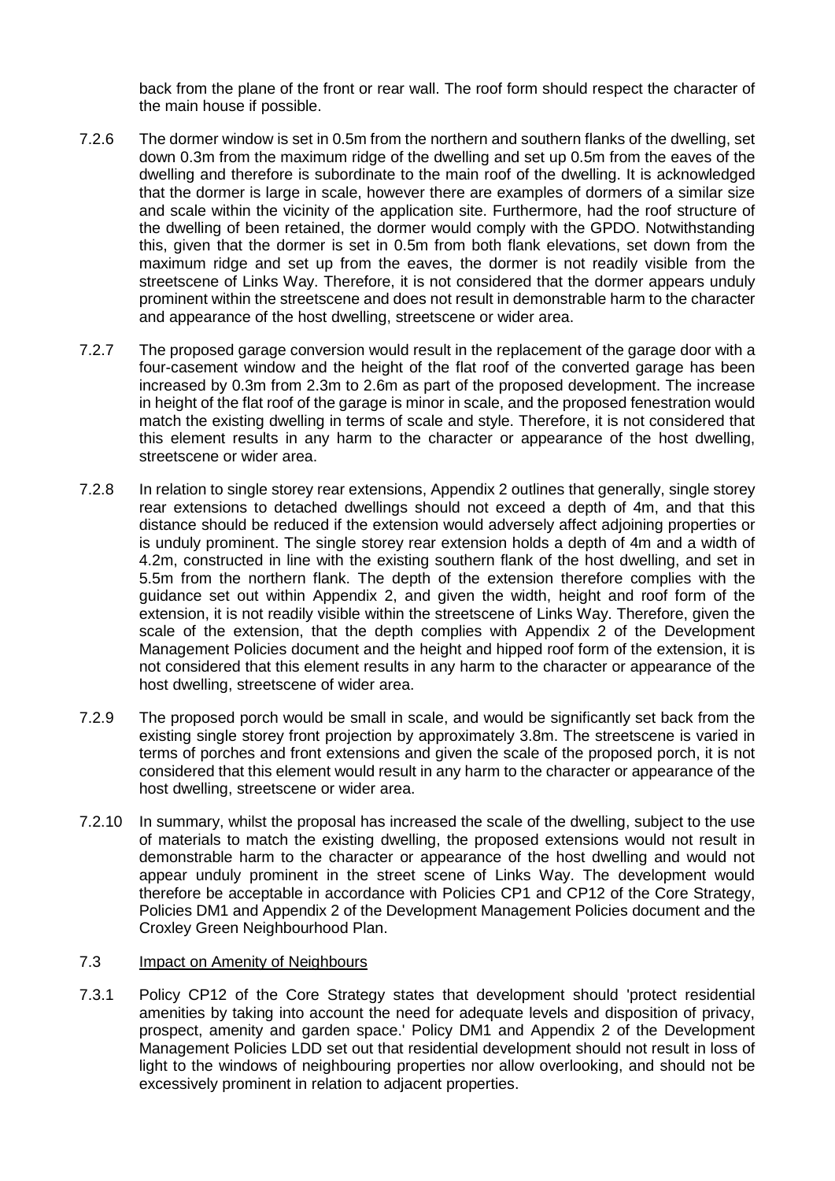back from the plane of the front or rear wall. The roof form should respect the character of the main house if possible.

7.2.6 The dormer window is set in 0.5m from the northern and southern flanks of the dwelling, set down 0.3m from the maximum ridge of the dwelling and set up 0.5m from the eaves of the dwelling and therefore is subordinate to the main roof of the dwelling. It is acknowledged that the dormer is large in scale, however there are examples of dormers of a similar size and scale within the vicinity of the application site. Furthermore, had the roof structure of the dwelling of been retained, the dormer would comply with the GPDO. Notwithstanding this, given that the dormer is set in 0.5m from both flank elevations, set down from the maximum ridge and set up from the eaves, the dormer is not readily visible from the streetscene of Links Way. Therefore, it is not considered that the dormer appears unduly prominent within the streetscene and does not result in demonstrable harm to the character and appearance of the host dwelling, streetscene or wider area.

7.2.7 The proposed garage conversion would result in the replacement of the garage door with a four-casement window and the height of the flat roof of the converted garage has been increased by 0.3m from 2.3m to 2.6m as part of the proposed development. The increase in height of the flat roof of the garage is minor in scale, and the proposed fenestration would match the existing dwelling in terms of scale and style. Therefore, it is not considered that this element results in any harm to the character or appearance of the host dwelling, streetscene or wider area.

7.2.8 In relation to single storey rear extensions, Appendix 2 outlines that generally, single storey rear extensions to detached dwellings should not exceed a depth of 4m, and that this distance should be reduced if the extension would adversely affect adjoining properties or is unduly prominent. The single storey rear extension holds a depth of 4m and a width of 4.2m, constructed in line with the existing southern flank of the host dwelling, and set in 5.5m from the northern flank. The depth of the extension therefore complies with the guidance set out within Appendix 2, and given the width, height and roof form of the extension, it is not readily visible within the streetscene of Links Way. Therefore, given the scale of the extension, that the depth complies with Appendix 2 of the Development Management Policies document and the height and hipped roof form of the extension, it is not considered that this element results in any harm to the character or appearance of the host dwelling, streetscene of wider area.

7.2.9 The proposed porch would be small in scale, and would be significantly set back from the existing single storey front projection by approximately 3.8m. The streetscene is varied in terms of porches and front extensions and given the scale of the proposed porch, it is not considered that this element would result in any harm to the character or appearance of the host dwelling, streetscene or wider area.

7.2.10 In summary, whilst the proposal has increased the scale of the dwelling, subject to the use of materials to match the existing dwelling, the proposed extensions would not result in demonstrable harm to the character or appearance of the host dwelling and would not appear unduly prominent in the street scene of Links Way. The development would therefore be acceptable in accordance with Policies CP1 and CP12 of the Core Strategy, Policies DM1 and Appendix 2 of the Development Management Policies document and the Croxley Green Neighbourhood Plan.

## 7.3 Impact on Amenity of Neighbours

7.3.1 Policy CP12 of the Core Strategy states that development should 'protect residential amenities by taking into account the need for adequate levels and disposition of privacy, prospect, amenity and garden space.' Policy DM1 and Appendix 2 of the Development Management Policies LDD set out that residential development should not result in loss of light to the windows of neighbouring properties nor allow overlooking, and should not be excessively prominent in relation to adjacent properties.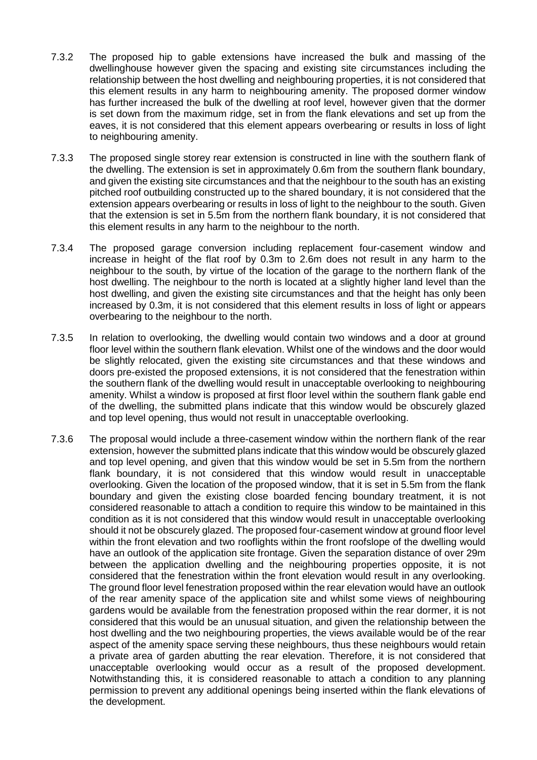7.3.2 The proposed hip to gable extensions have increased the bulk and massing of the dwellinghouse however given the spacing and existing site circumstances including the relationship between the host dwelling and neighbouring properties, it is not considered that this element results in any harm to neighbouring amenity. The proposed dormer window has further increased the bulk of the dwelling at roof level, however given that the dormer is set down from the maximum ridge, set in from the flank elevations and set up from the eaves, it is not considered that this element appears overbearing or results in loss of light to neighbouring amenity.

7.3.3 The proposed single storey rear extension is constructed in line with the southern flank of the dwelling. The extension is set in approximately 0.6m from the southern flank boundary, and given the existing site circumstances and that the neighbour to the south has an existing pitched roof outbuilding constructed up to the shared boundary, it is not considered that the extension appears overbearing or results in loss of light to the neighbour to the south. Given that the extension is set in 5.5m from the northern flank boundary, it is not considered that this element results in any harm to the neighbour to the north.

7.3.4 The proposed garage conversion including replacement four-casement window and increase in height of the flat roof by 0.3m to 2.6m does not result in any harm to the neighbour to the south, by virtue of the location of the garage to the northern flank of the host dwelling. The neighbour to the north is located at a slightly higher land level than the host dwelling, and given the existing site circumstances and that the height has only been increased by 0.3m, it is not considered that this element results in loss of light or appears overbearing to the neighbour to the north.

7.3.5 In relation to overlooking, the dwelling would contain two windows and a door at ground floor level within the southern flank elevation. Whilst one of the windows and the door would be slightly relocated, given the existing site circumstances and that these windows and doors pre-existed the proposed extensions, it is not considered that the fenestration within the southern flank of the dwelling would result in unacceptable overlooking to neighbouring amenity. Whilst a window is proposed at first floor level within the southern flank gable end of the dwelling, the submitted plans indicate that this window would be obscurely glazed and top level opening, thus would not result in unacceptable overlooking.

7.3.6 The proposal would include a three-casement window within the northern flank of the rear extension, however the submitted plans indicate that this window would be obscurely glazed and top level opening, and given that this window would be set in 5.5m from the northern flank boundary, it is not considered that this window would result in unacceptable overlooking. Given the location of the proposed window, that it is set in 5.5m from the flank boundary and given the existing close boarded fencing boundary treatment, it is not considered reasonable to attach a condition to require this window to be maintained in this condition as it is not considered that this window would result in unacceptable overlooking should it not be obscurely glazed. The proposed four-casement window at ground floor level within the front elevation and two rooflights within the front roofslope of the dwelling would have an outlook of the application site frontage. Given the separation distance of over 29m between the application dwelling and the neighbouring properties opposite, it is not considered that the fenestration within the front elevation would result in any overlooking. The ground floor level fenestration proposed within the rear elevation would have an outlook of the rear amenity space of the application site and whilst some views of neighbouring gardens would be available from the fenestration proposed within the rear dormer, it is not considered that this would be an unusual situation, and given the relationship between the host dwelling and the two neighbouring properties, the views available would be of the rear aspect of the amenity space serving these neighbours, thus these neighbours would retain a private area of garden abutting the rear elevation. Therefore, it is not considered that unacceptable overlooking would occur as a result of the proposed development. Notwithstanding this, it is considered reasonable to attach a condition to any planning permission to prevent any additional openings being inserted within the flank elevations of the development.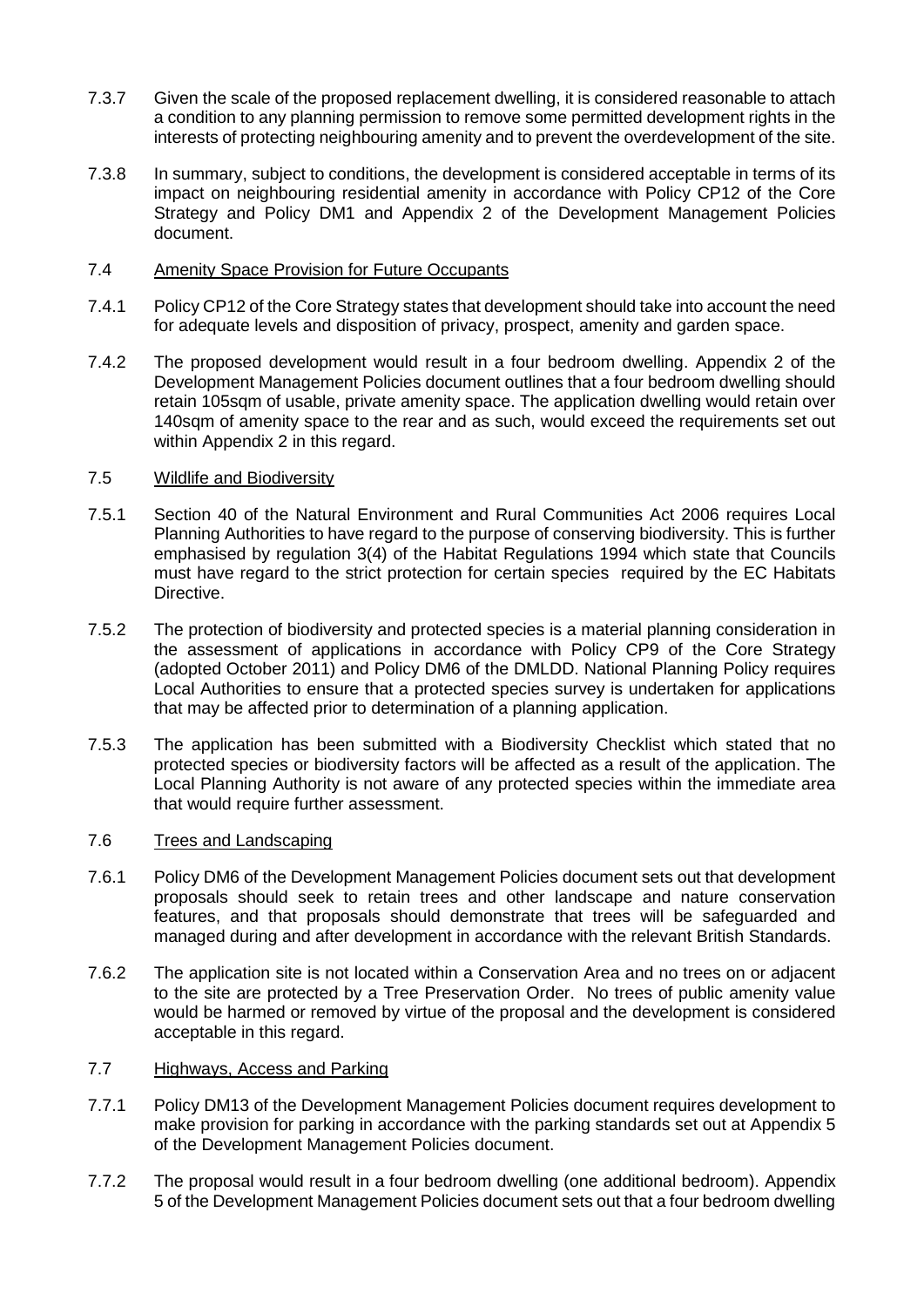7.3.7 Given the scale of the proposed replacement dwelling, it is considered reasonable to attach a condition to any planning permission to remove some permitted development rights in the interests of protecting neighbouring amenity and to prevent the overdevelopment of the site.

7.3.8 In summary, subject to conditions, the development is considered acceptable in terms of its impact on neighbouring residential amenity in accordance with Policy CP12 of the Core Strategy and Policy DM1 and Appendix 2 of the Development Management Policies document.

### 7.4 Amenity Space Provision for Future Occupants

7.4.1 Policy CP12 of the Core Strategy states that development should take into account the need for adequate levels and disposition of privacy, prospect, amenity and garden space.

7.4.2 The proposed development would result in a four bedroom dwelling. Appendix 2 of the Development Management Policies document outlines that a four bedroom dwelling should retain 105sqm of usable, private amenity space. The application dwelling would retain over 140sqm of amenity space to the rear and as such, would exceed the requirements set out within Appendix 2 in this regard.

### 7.5 Wildlife and Biodiversity

7.5.1 Section 40 of the Natural Environment and Rural Communities Act 2006 requires Local Planning Authorities to have regard to the purpose of conserving biodiversity. This is further emphasised by regulation 3(4) of the Habitat Regulations 1994 which state that Councils must have regard to the strict protection for certain species required by the EC Habitats Directive.

7.5.2 The protection of biodiversity and protected species is a material planning consideration in the assessment of applications in accordance with Policy CP9 of the Core Strategy (adopted October 2011) and Policy DM6 of the DMLDD. National Planning Policy requires Local Authorities to ensure that a protected species survey is undertaken for applications that may be affected prior to determination of a planning application.

7.5.3 The application has been submitted with a Biodiversity Checklist which stated that no protected species or biodiversity factors will be affected as a result of the application. The Local Planning Authority is not aware of any protected species within the immediate area that would require further assessment.

### 7.6 Trees and Landscaping

7.6.1 Policy DM6 of the Development Management Policies document sets out that development proposals should seek to retain trees and other landscape and nature conservation features, and that proposals should demonstrate that trees will be safeguarded and managed during and after development in accordance with the relevant British Standards.

7.6.2 The application site is not located within a Conservation Area and no trees on or adjacent to the site are protected by a Tree Preservation Order. No trees of public amenity value would be harmed or removed by virtue of the proposal and the development is considered acceptable in this regard.

### 7.7 Highways, Access and Parking

7.7.1 Policy DM13 of the Development Management Policies document requires development to make provision for parking in accordance with the parking standards set out at Appendix 5 of the Development Management Policies document.

7.7.2 The proposal would result in a four bedroom dwelling (one additional bedroom). Appendix 5 of the Development Management Policies document sets out that a four bedroom dwelling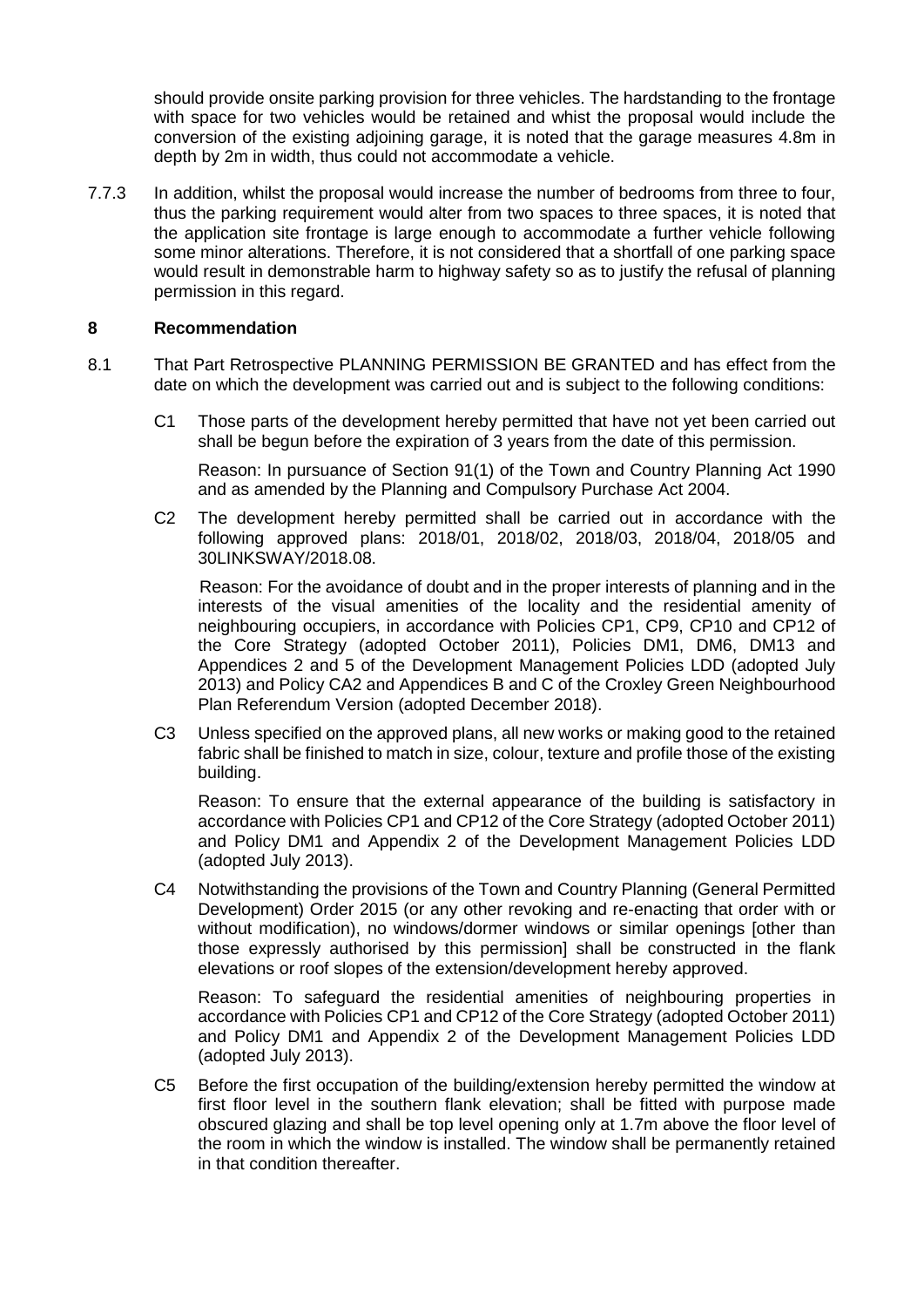should provide onsite parking provision for three vehicles. The hardstanding to the frontage with space for two vehicles would be retained and whist the proposal would include the conversion of the existing adjoining garage, it is noted that the garage measures 4.8m in depth by 2m in width, thus could not accommodate a vehicle.

7.7.3 In addition, whilst the proposal would increase the number of bedrooms from three to four, thus the parking requirement would alter from two spaces to three spaces, it is noted that the application site frontage is large enough to accommodate a further vehicle following some minor alterations. Therefore, it is not considered that a shortfall of one parking space would result in demonstrable harm to highway safety so as to justify the refusal of planning permission in this regard.

## 8 Recommendation

8.1 That Part Retrospective PLANNING PERMISSION BE GRANTED and has effect from the date on which the development was carried out and is subject to the following conditions:

C1 Those parts of the development hereby permitted that have not yet been carried out shall be begun before the expiration of 3 years from the date of this permission.

Reason: In pursuance of Section 91(1) of the Town and Country Planning Act 1990 and as amended by the Planning and Compulsory Purchase Act 2004.

C2 The development hereby permitted shall be carried out in accordance with the following approved plans: 2018/01, 2018/02, 2018/03, 2018/04, 2018/05 and 30LINKSWAY/2018.08.

Reason: For the avoidance of doubt and in the proper interests of planning and in the interests of the visual amenities of the locality and the residential amenity of neighbouring occupiers, in accordance with Policies CP1, CP9, CP10 and CP12 of the Core Strategy (adopted October 2011), Policies DM1, DM6, DM13 and Appendices 2 and 5 of the Development Management Policies LDD (adopted July 2013) and Policy CA2 and Appendices B and C of the Croxley Green Neighbourhood Plan Referendum Version (adopted December 2018).

C3 Unless specified on the approved plans, all new works or making good to the retained fabric shall be finished to match in size, colour, texture and profile those of the existing building.

Reason: To ensure that the external appearance of the building is satisfactory in accordance with Policies CP1 and CP12 of the Core Strategy (adopted October 2011) and Policy DM1 and Appendix 2 of the Development Management Policies LDD (adopted July 2013).

C4 Notwithstanding the provisions of the Town and Country Planning (General Permitted Development) Order 2015 (or any other revoking and re-enacting that order with or without modification), no windows/dormer windows or similar openings [other than those expressly authorised by this permission] shall be constructed in the flank elevations or roof slopes of the extension/development hereby approved.

Reason: To safeguard the residential amenities of neighbouring properties in accordance with Policies CP1 and CP12 of the Core Strategy (adopted October 2011) and Policy DM1 and Appendix 2 of the Development Management Policies LDD (adopted July 2013).

C5 Before the first occupation of the building/extension hereby permitted the window at first floor level in the southern flank elevation; shall be fitted with purpose made obscured glazing and shall be top level opening only at 1.7m above the floor level of the room in which the window is installed. The window shall be permanently retained in that condition thereafter.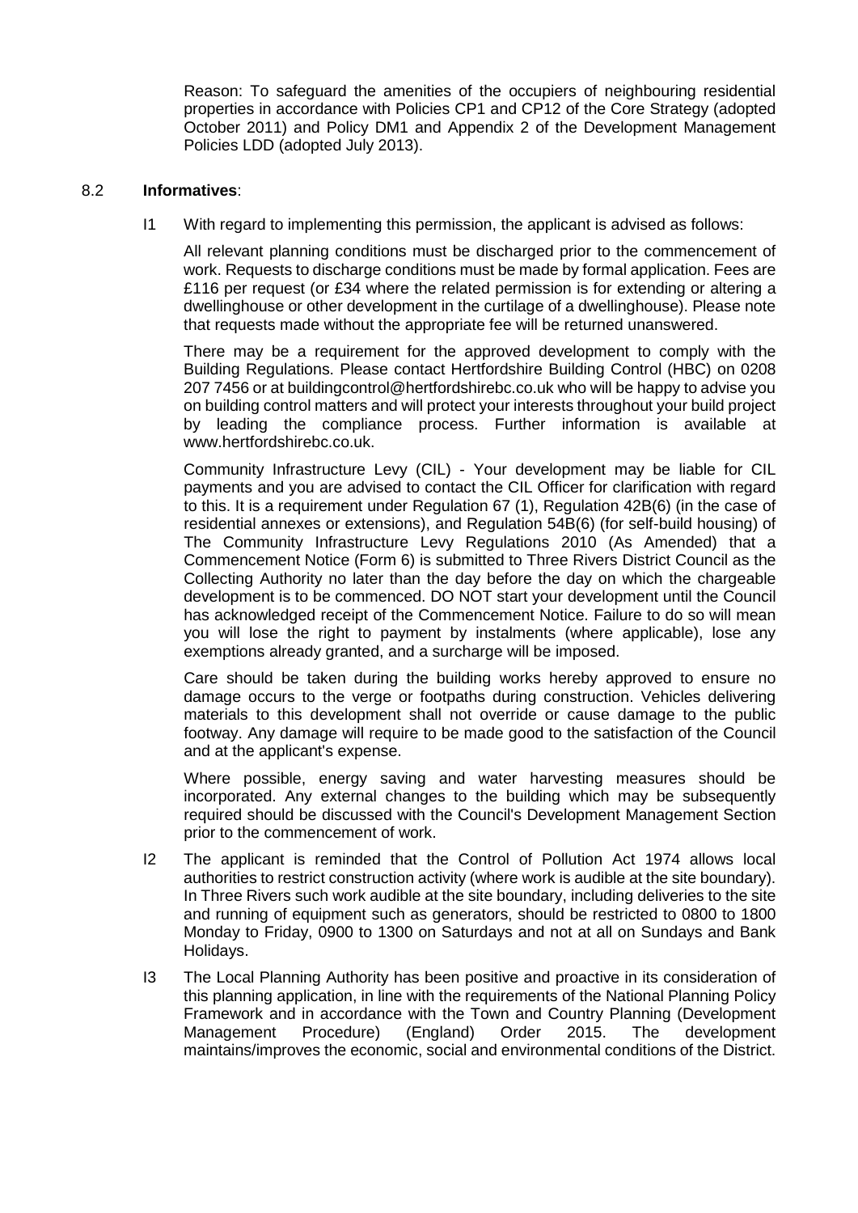Reason: To safeguard the amenities of the occupiers of neighbouring residential properties in accordance with Policies CP1 and CP12 of the Core Strategy (adopted October 2011) and Policy DM1 and Appendix 2 of the Development Management Policies LDD (adopted July 2013).

8.2 **Informatives**:

I1 With regard to implementing this permission, the applicant is advised as follows:

All relevant planning conditions must be discharged prior to the commencement of work. Requests to discharge conditions must be made by formal application. Fees are £116 per request (or £34 where the related permission is for extending or altering a dwellinghouse or other development in the curtilage of a dwellinghouse). Please note that requests made without the appropriate fee will be returned unanswered.

There may be a requirement for the approved development to comply with the Building Regulations. Please contact Hertfordshire Building Control (HBC) on 0208 207 7456 or at buildingcontrol@hertfordshirebc.co.uk who will be happy to advise you on building control matters and will protect your interests throughout your build project by leading the compliance process. Further information is available at www.hertfordshirebc.co.uk.

Community Infrastructure Levy (CIL) - Your development may be liable for CIL payments and you are advised to contact the CIL Officer for clarification with regard to this. It is a requirement under Regulation 67 (1), Regulation 42B(6) (in the case of residential annexes or extensions), and Regulation 54B(6) (for self-build housing) of The Community Infrastructure Levy Regulations 2010 (As Amended) that a Commencement Notice (Form 6) is submitted to Three Rivers District Council as the Collecting Authority no later than the day before the day on which the chargeable development is to be commenced. DO NOT start your development until the Council has acknowledged receipt of the Commencement Notice. Failure to do so will mean you will lose the right to payment by instalments (where applicable), lose any exemptions already granted, and a surcharge will be imposed.

Care should be taken during the building works hereby approved to ensure no damage occurs to the verge or footpaths during construction. Vehicles delivering materials to this development shall not override or cause damage to the public footway. Any damage will require to be made good to the satisfaction of the Council and at the applicant's expense.

Where possible, energy saving and water harvesting measures should be incorporated. Any external changes to the building which may be subsequently required should be discussed with the Council's Development Management Section prior to the commencement of work.

I2 The applicant is reminded that the Control of Pollution Act 1974 allows local authorities to restrict construction activity (where work is audible at the site boundary). In Three Rivers such work audible at the site boundary, including deliveries to the site and running of equipment such as generators, should be restricted to 0800 to 1800 Monday to Friday, 0900 to 1300 on Saturdays and not at all on Sundays and Bank Holidays.

I3 The Local Planning Authority has been positive and proactive in its consideration of this planning application, in line with the requirements of the National Planning Policy Framework and in accordance with the Town and Country Planning (Development Management Procedure) (England) Order 2015. The development maintains/improves the economic, social and environmental conditions of the District.